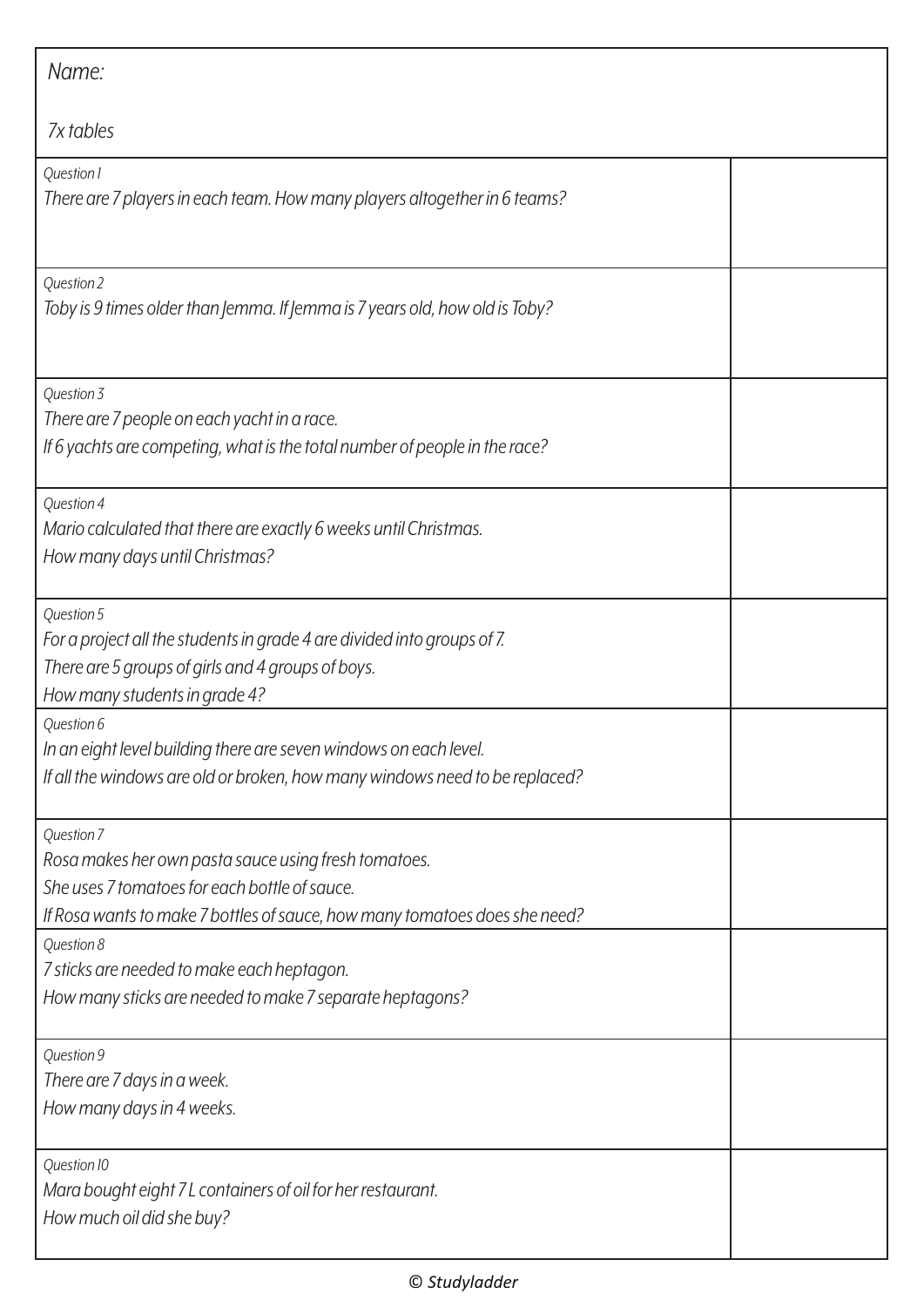*Name:*

*7x tables*

| | |
|---|---|
| *Question 1*<br>*There are 7 players in each team. How many players altogether in 6 teams?* | |
| *Question 2*<br>*Toby is 9 times older than Jemma. If Jemma is 7 years old, how old is Toby?* | |
| *Question 3*<br>*There are 7 people on each yacht in a race.*<br>*If 6 yachts are competing, what is the total number of people in the race?* | |
| *Question 4*<br>*Mario calculated that there are exactly 6 weeks until Christmas.*<br>*How many days until Christmas?* | |
| *Question 5*<br>*For a project all the students in grade 4 are divided into groups of 7.*<br>*There are 5 groups of girls and 4 groups of boys.*<br>*How many students in grade 4?* | |
| *Question 6*<br>*In an eight level building there are seven windows on each level.*<br>*If all the windows are old or broken, how many windows need to be replaced?* | |
| *Question 7*<br>*Rosa makes her own pasta sauce using fresh tomatoes.*<br>*She uses 7 tomatoes for each bottle of sauce.*<br>*If Rosa wants to make 7 bottles of sauce, how many tomatoes does she need?* | |
| *Question 8*<br>*7 sticks are needed to make each heptagon.*<br>*How many sticks are needed to make 7 separate heptagons?* | |
| *Question 9*<br>*There are 7 days in a week.*<br>*How many days in 4 weeks.* | |
| *Question 10*<br>*Mara bought eight 7 L containers of oil for her restaurant.*<br>*How much oil did she buy?* | |

*© Studyladder*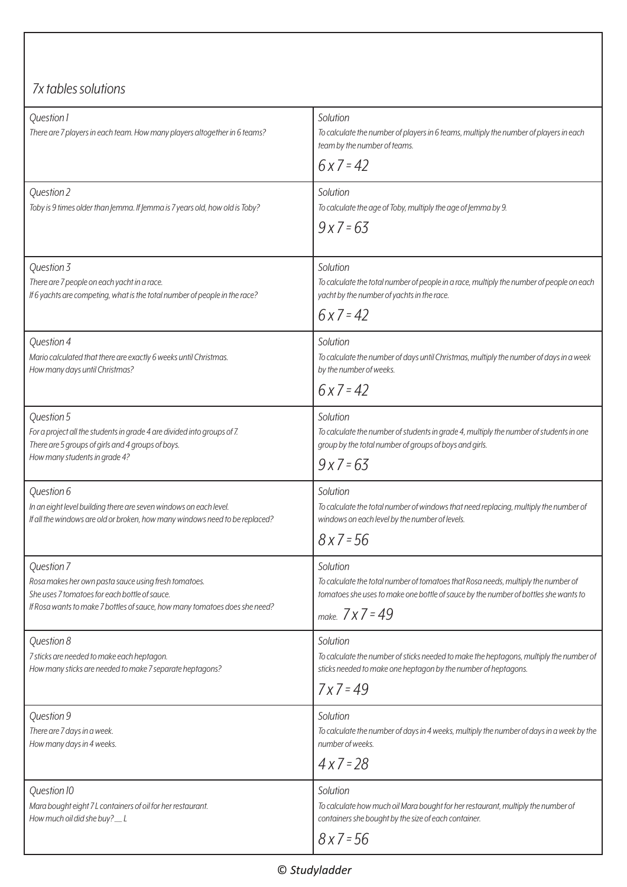## 7x tables solutions

| Question | Solution |
|---|---|
| **Question 1**<br>There are 7 players in each team. How many players altogether in 6 teams? | **Solution**<br>To calculate the number of players in 6 teams, multiply the number of players in each team by the number of teams.<br>$6 \times 7 = 42$ |
| **Question 2**<br>Toby is 9 times older than Jemma. If Jemma is 7 years old, how old is Toby? | **Solution**<br>To calculate the age of Toby, multiply the age of Jemma by 9.<br>$9 \times 7 = 63$ |
| **Question 3**<br>There are 7 people on each yacht in a race.<br>If 6 yachts are competing, what is the total number of people in the race? | **Solution**<br>To calculate the total number of people in a race, multiply the number of people on each yacht by the number of yachts in the race.<br>$6 \times 7 = 42$ |
| **Question 4**<br>Mario calculated that there are exactly 6 weeks until Christmas.<br>How many days until Christmas? | **Solution**<br>To calculate the number of days until Christmas, multiply the number of days in a week by the number of weeks.<br>$6 \times 7 = 42$ |
| **Question 5**<br>For a project all the students in grade 4 are divided into groups of 7.<br>There are 5 groups of girls and 4 groups of boys.<br>How many students in grade 4? | **Solution**<br>To calculate the number of students in grade 4, multiply the number of students in one group by the total number of groups of boys and girls.<br>$9 \times 7 = 63$ |
| **Question 6**<br>In an eight level building there are seven windows on each level.<br>If all the windows are old or broken, how many windows need to be replaced? | **Solution**<br>To calculate the total number of windows that need replacing, multiply the number of windows on each level by the number of levels.<br>$8 \times 7 = 56$ |
| **Question 7**<br>Rosa makes her own pasta sauce using fresh tomatoes.<br>She uses 7 tomatoes for each bottle of sauce.<br>If Rosa wants to make 7 bottles of sauce, how many tomatoes does she need? | **Solution**<br>To calculate the total number of tomatoes that Rosa needs, multiply the number of tomatoes she uses to make one bottle of sauce by the number of bottles she wants to make. $7 \times 7 = 49$ |
| **Question 8**<br>7 sticks are needed to make each heptagon.<br>How many sticks are needed to make 7 separate heptagons? | **Solution**<br>To calculate the number of sticks needed to make the heptagons, multiply the number of sticks needed to make one heptagon by the number of heptagons.<br>$7 \times 7 = 49$ |
| **Question 9**<br>There are 7 days in a week.<br>How many days in 4 weeks. | **Solution**<br>To calculate the number of days in 4 weeks, multiply the number of days in a week by the number of weeks.<br>$4 \times 7 = 28$ |
| **Question 10**<br>Mara bought eight 7 L containers of oil for her restaurant.<br>How much oil did she buy? __ L | **Solution**<br>To calculate how much oil Mara bought for her restaurant, multiply the number of containers she bought by the size of each container.<br>$8 \times 7 = 56$ |

© Studyladder